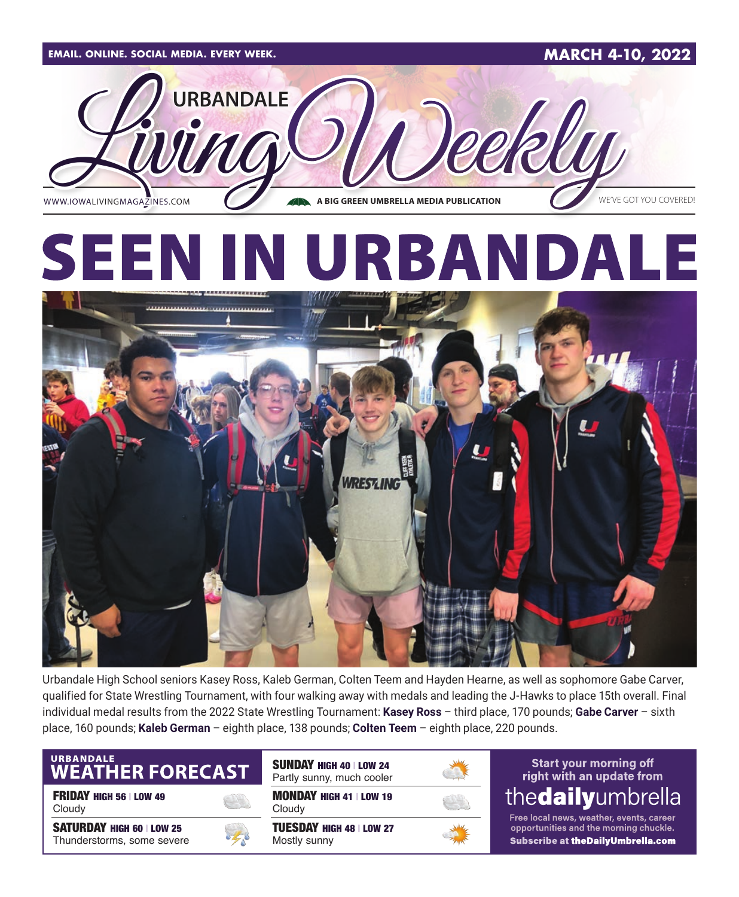EMAIL. ONLINE. SOCIAL MEDIA. EVERY WEEK. **MARCH 4-10, 2022**

# URBANDALE Living Weekly

WWW.IOWALIVINGMAGAZINES.COM | A BIG GREEN UMBRELLA MEDIA PUBLICATION | WE'VE GOT YOU COVERED!

# SEEN IN URBANDALE

Urbandale High School seniors Kasey Ross, Kaleb German, Colten Teem and Hayden Hearne, as well as sophomore Gabe Carver, qualified for State Wrestling Tournament, with four walking away with medals and leading the J-Hawks to place 15th overall. Final individual medal results from the 2022 State Wrestling Tournament: **Kasey Ross** – third place, 170 pounds; **Gabe Carver** – sixth place, 160 pounds; **Kaleb German** – eighth place, 138 pounds; **Colten Teem** – eighth place, 220 pounds.

## URBANDALE WEATHER FORECAST

**FRIDAY** HIGH 56 | LOW 49
Cloudy

**SATURDAY** HIGH 60 | LOW 25
Thunderstorms, some severe

**SUNDAY** HIGH 40 | LOW 24
Partly sunny, much cooler

**MONDAY** HIGH 41 | LOW 19
Cloudy

**TUESDAY** HIGH 48 | LOW 27
Mostly sunny

Start your morning off right with an update from **thedailyumbrella**

Free local news, weather, events, career opportunities and the morning chuckle.
**Subscribe at theDailyUmbrella.com**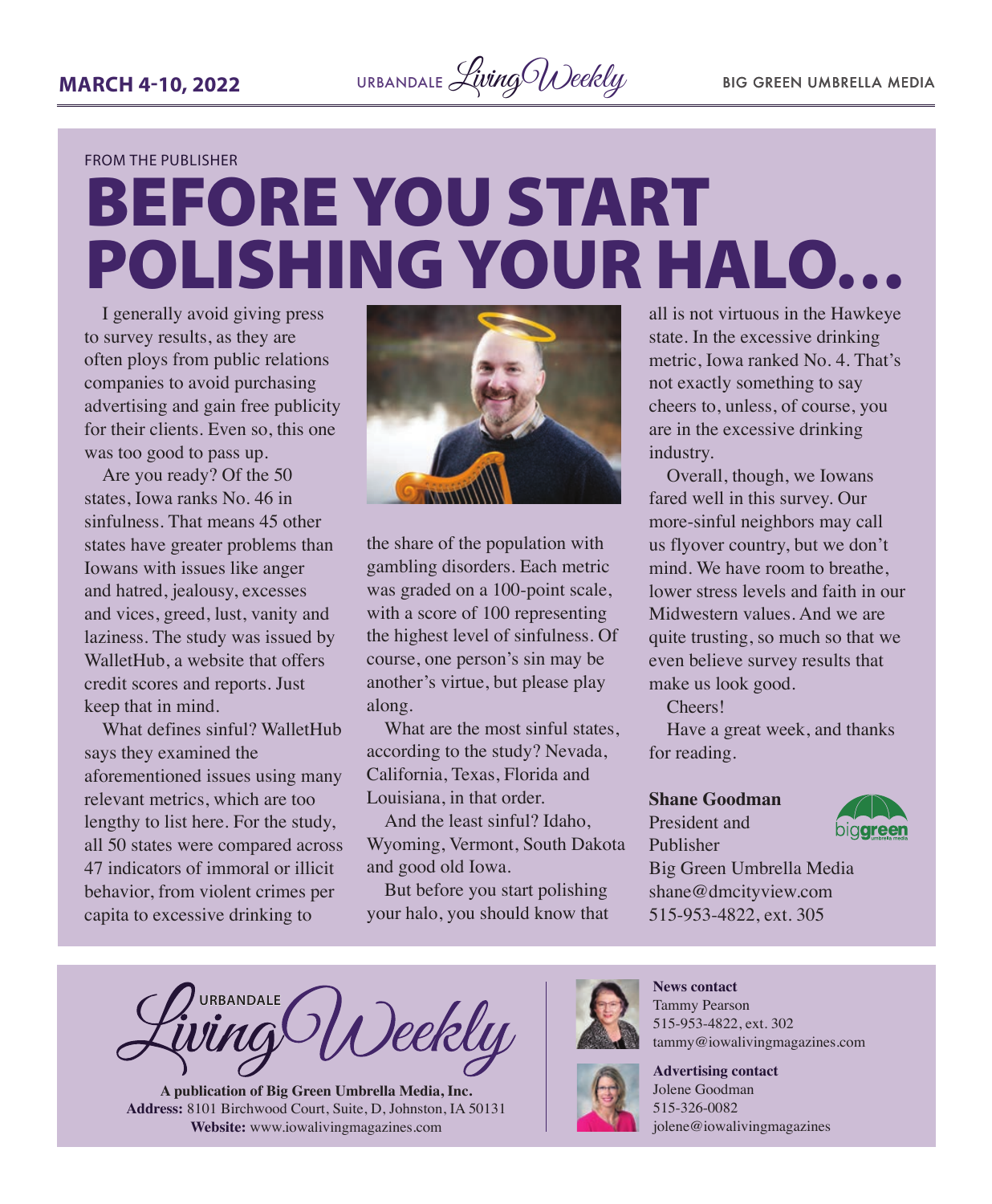FROM THE PUBLISHER

# BEFORE YOU START POLISHING YOUR HALO…

I generally avoid giving press to survey results, as they are often ploys from public relations companies to avoid purchasing advertising and gain free publicity for their clients. Even so, this one was too good to pass up.

Are you ready? Of the 50 states, Iowa ranks No. 46 in sinfulness. That means 45 other states have greater problems than Iowans with issues like anger and hatred, jealousy, excesses and vices, greed, lust, vanity and laziness. The study was issued by WalletHub, a website that offers credit scores and reports. Just keep that in mind.

What defines sinful? WalletHub says they examined the aforementioned issues using many relevant metrics, which are too lengthy to list here. For the study, all 50 states were compared across 47 indicators of immoral or illicit behavior, from violent crimes per capita to excessive drinking to the share of the population with gambling disorders. Each metric was graded on a 100-point scale, with a score of 100 representing the highest level of sinfulness. Of course, one person's sin may be another's virtue, but please play along.

What are the most sinful states, according to the study? Nevada, California, Texas, Florida and Louisiana, in that order.

And the least sinful? Idaho, Wyoming, Vermont, South Dakota and good old Iowa.

But before you start polishing your halo, you should know that all is not virtuous in the Hawkeye state. In the excessive drinking metric, Iowa ranked No. 4. That's not exactly something to say cheers to, unless, of course, you are in the excessive drinking industry.

Overall, though, we Iowans fared well in this survey. Our more-sinful neighbors may call us flyover country, but we don't mind. We have room to breathe, lower stress levels and faith in our Midwestern values. And we are quite trusting, so much so that we even believe survey results that make us look good.

Cheers!

Have a great week, and thanks for reading.

**Shane Goodman**
President and Publisher
Big Green Umbrella Media
shane@dmcityview.com
515-953-4822, ext. 305

---

URBANDALE Living Weekly

**A publication of Big Green Umbrella Media, Inc.**
**Address:** 8101 Birchwood Court, Suite, D, Johnston, IA 50131
**Website:** www.iowalivingmagazines.com

**News contact**
Tammy Pearson
515-953-4822, ext. 302
tammy@iowalivingmagazines.com

**Advertising contact**
Jolene Goodman
515-326-0082
jolene@iowalivingmagazines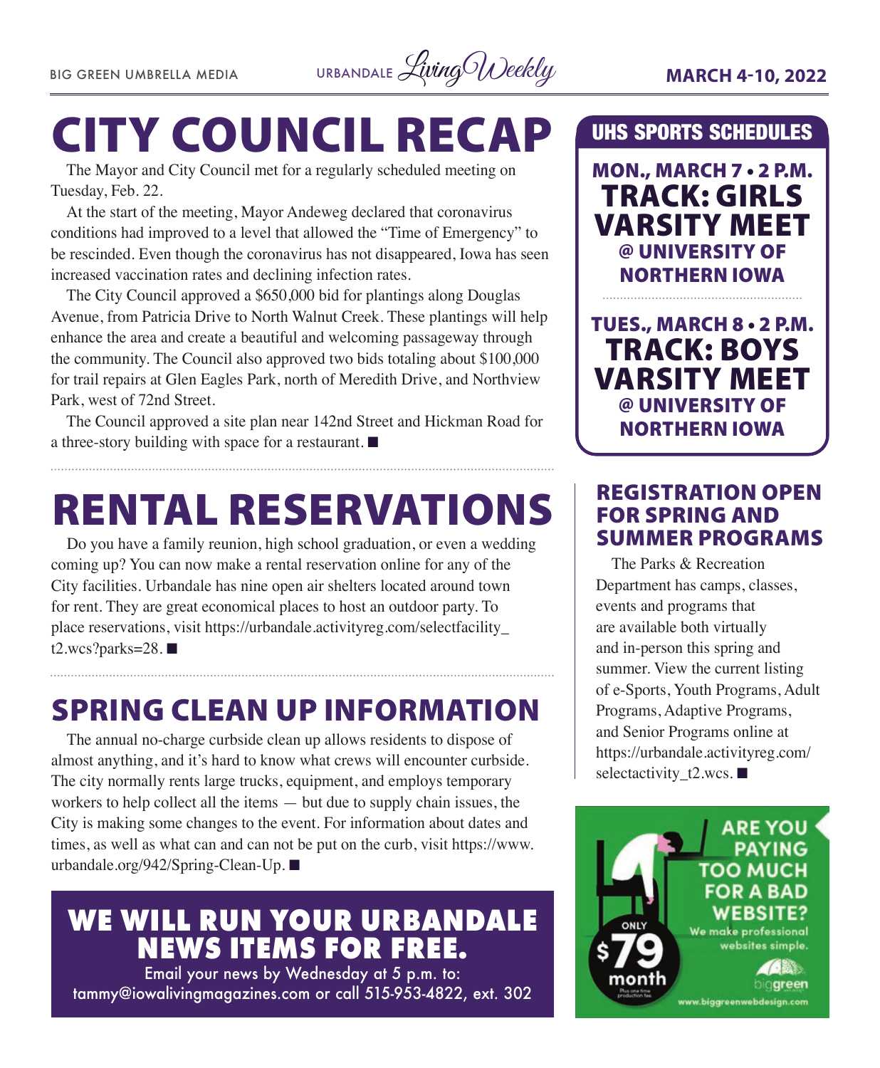# CITY COUNCIL RECAP

The Mayor and City Council met for a regularly scheduled meeting on Tuesday, Feb. 22.

At the start of the meeting, Mayor Andeweg declared that coronavirus conditions had improved to a level that allowed the "Time of Emergency" to be rescinded. Even though the coronavirus has not disappeared, Iowa has seen increased vaccination rates and declining infection rates.

The City Council approved a $650,000 bid for plantings along Douglas Avenue, from Patricia Drive to North Walnut Creek. These plantings will help enhance the area and create a beautiful and welcoming passageway through the community. The Council also approved two bids totaling about $100,000 for trail repairs at Glen Eagles Park, north of Meredith Drive, and Northview Park, west of 72nd Street.

The Council approved a site plan near 142nd Street and Hickman Road for a three-story building with space for a restaurant. ■

# RENTAL RESERVATIONS

Do you have a family reunion, high school graduation, or even a wedding coming up? You can now make a rental reservation online for any of the City facilities. Urbandale has nine open air shelters located around town for rent. They are great economical places to host an outdoor party. To place reservations, visit https://urbandale.activityreg.com/selectfacility_t2.wcs?parks=28. ■

## SPRING CLEAN UP INFORMATION

The annual no-charge curbside clean up allows residents to dispose of almost anything, and it's hard to know what crews will encounter curbside. The city normally rents large trucks, equipment, and employs temporary workers to help collect all the items — but due to supply chain issues, the City is making some changes to the event. For information about dates and times, as well as what can and can not be put on the curb, visit https://www.urbandale.org/942/Spring-Clean-Up. ■

## WE WILL RUN YOUR URBANDALE NEWS ITEMS FOR FREE.

Email your news by Wednesday at 5 p.m. to: tammy@iowalivingmagazines.com or call 515-953-4822, ext. 302

## UHS SPORTS SCHEDULES

**MON., MARCH 7 • 2 P.M.**
**TRACK: GIRLS VARSITY MEET**
**@ UNIVERSITY OF NORTHERN IOWA**

**TUES., MARCH 8 • 2 P.M.**
**TRACK: BOYS VARSITY MEET**
**@ UNIVERSITY OF NORTHERN IOWA**

## REGISTRATION OPEN FOR SPRING AND SUMMER PROGRAMS

The Parks & Recreation Department has camps, classes, events and programs that are available both virtually and in-person this spring and summer. View the current listing of e-Sports, Youth Programs, Adult Programs, Adaptive Programs, and Senior Programs online at https://urbandale.activityreg.com/selectactivity_t2.wcs. ■

**ARE YOU PAYING TOO MUCH FOR A BAD WEBSITE?**
We make professional websites simple.
ONLY $79 month
Plus one time production fee.
biggreen
www.biggreenwebdesign.com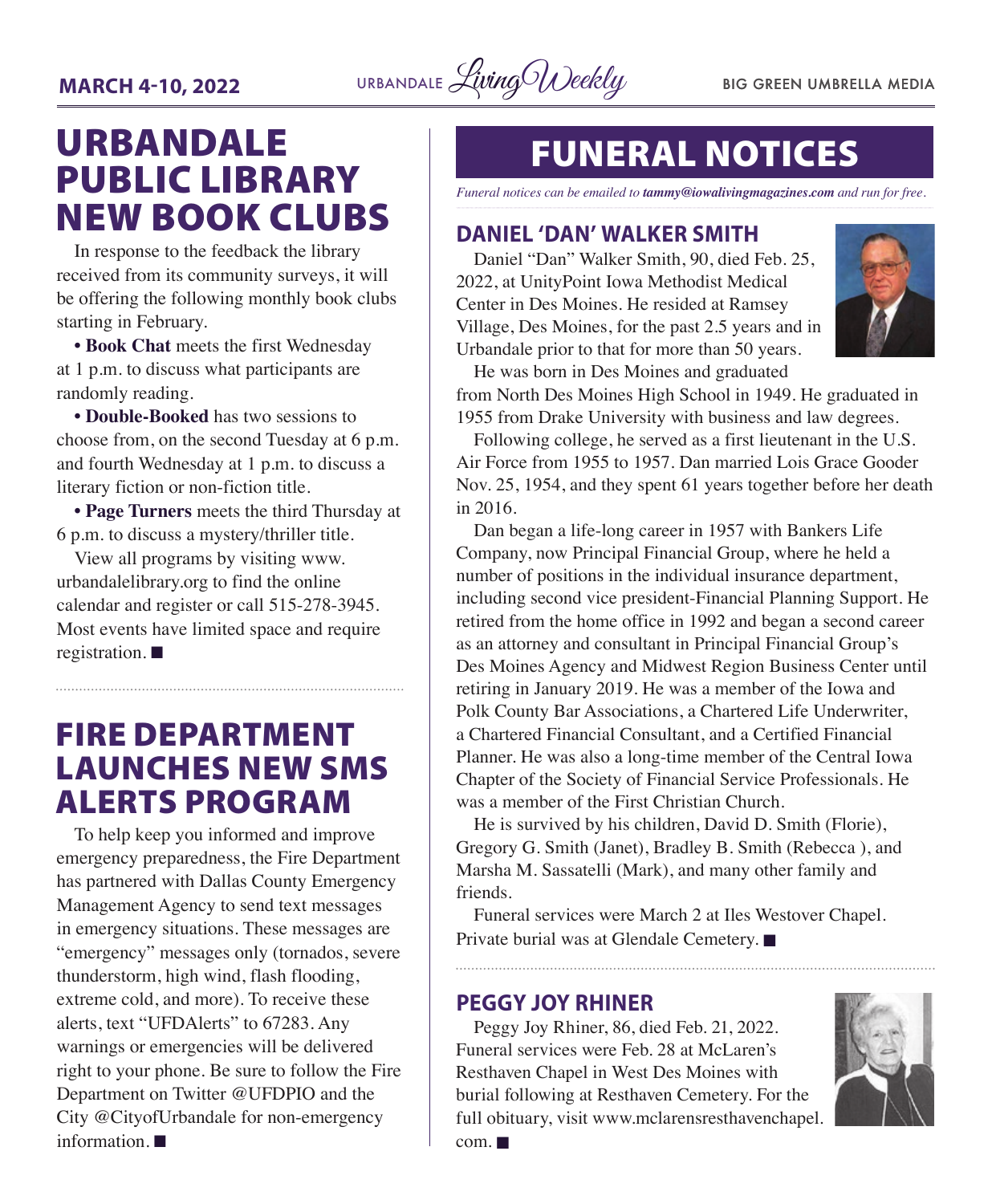# URBANDALE PUBLIC LIBRARY NEW BOOK CLUBS

In response to the feedback the library received from its community surveys, it will be offering the following monthly book clubs starting in February.

• **Book Chat** meets the first Wednesday at 1 p.m. to discuss what participants are randomly reading.

• **Double-Booked** has two sessions to choose from, on the second Tuesday at 6 p.m. and fourth Wednesday at 1 p.m. to discuss a literary fiction or non-fiction title.

• **Page Turners** meets the third Thursday at 6 p.m. to discuss a mystery/thriller title.

View all programs by visiting www.urbandalelibrary.org to find the online calendar and register or call 515-278-3945. Most events have limited space and require registration. ■

# FIRE DEPARTMENT LAUNCHES NEW SMS ALERTS PROGRAM

To help keep you informed and improve emergency preparedness, the Fire Department has partnered with Dallas County Emergency Management Agency to send text messages in emergency situations. These messages are "emergency" messages only (tornados, severe thunderstorm, high wind, flash flooding, extreme cold, and more). To receive these alerts, text "UFDAlerts" to 67283. Any warnings or emergencies will be delivered right to your phone. Be sure to follow the Fire Department on Twitter @UFDPIO and the City @CityofUrbandale for non-emergency information. ■

# FUNERAL NOTICES

*Funeral notices can be emailed to* ***tammy@iowalivingmagazines.com*** *and run for free.*

## DANIEL 'DAN' WALKER SMITH

Daniel "Dan" Walker Smith, 90, died Feb. 25, 2022, at UnityPoint Iowa Methodist Medical Center in Des Moines. He resided at Ramsey Village, Des Moines, for the past 2.5 years and in Urbandale prior to that for more than 50 years.

He was born in Des Moines and graduated from North Des Moines High School in 1949. He graduated in 1955 from Drake University with business and law degrees.

Following college, he served as a first lieutenant in the U.S. Air Force from 1955 to 1957. Dan married Lois Grace Gooder Nov. 25, 1954, and they spent 61 years together before her death in 2016.

Dan began a life-long career in 1957 with Bankers Life Company, now Principal Financial Group, where he held a number of positions in the individual insurance department, including second vice president-Financial Planning Support. He retired from the home office in 1992 and began a second career as an attorney and consultant in Principal Financial Group's Des Moines Agency and Midwest Region Business Center until retiring in January 2019. He was a member of the Iowa and Polk County Bar Associations, a Chartered Life Underwriter, a Chartered Financial Consultant, and a Certified Financial Planner. He was also a long-time member of the Central Iowa Chapter of the Society of Financial Service Professionals. He was a member of the First Christian Church.

He is survived by his children, David D. Smith (Florie), Gregory G. Smith (Janet), Bradley B. Smith (Rebecca ), and Marsha M. Sassatelli (Mark), and many other family and friends.

Funeral services were March 2 at Iles Westover Chapel. Private burial was at Glendale Cemetery. ■

## PEGGY JOY RHINER

Peggy Joy Rhiner, 86, died Feb. 21, 2022. Funeral services were Feb. 28 at McLaren's Resthaven Chapel in West Des Moines with burial following at Resthaven Cemetery. For the full obituary, visit www.mclarensresthavenchapel.com. ■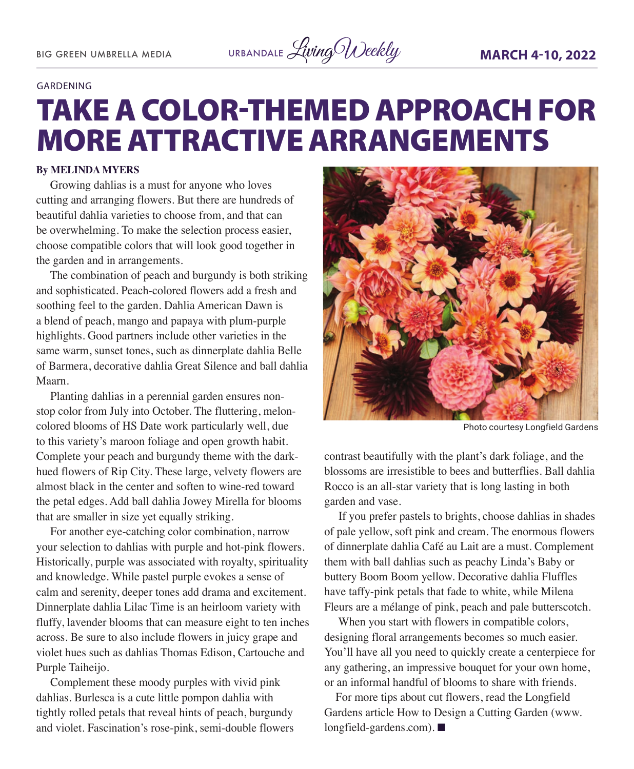GARDENING

# TAKE A COLOR-THEMED APPROACH FOR MORE ATTRACTIVE ARRANGEMENTS

**By MELINDA MYERS**

Growing dahlias is a must for anyone who loves cutting and arranging flowers. But there are hundreds of beautiful dahlia varieties to choose from, and that can be overwhelming. To make the selection process easier, choose compatible colors that will look good together in the garden and in arrangements.

The combination of peach and burgundy is both striking and sophisticated. Peach-colored flowers add a fresh and soothing feel to the garden. Dahlia American Dawn is a blend of peach, mango and papaya with plum-purple highlights. Good partners include other varieties in the same warm, sunset tones, such as dinnerplate dahlia Belle of Barmera, decorative dahlia Great Silence and ball dahlia Maarn.

Planting dahlias in a perennial garden ensures non-stop color from July into October. The fluttering, melon-colored blooms of HS Date work particularly well, due to this variety's maroon foliage and open growth habit. Complete your peach and burgundy theme with the dark-hued flowers of Rip City. These large, velvety flowers are almost black in the center and soften to wine-red toward the petal edges. Add ball dahlia Jowey Mirella for blooms that are smaller in size yet equally striking.

For another eye-catching color combination, narrow your selection to dahlias with purple and hot-pink flowers. Historically, purple was associated with royalty, spirituality and knowledge. While pastel purple evokes a sense of calm and serenity, deeper tones add drama and excitement. Dinnerplate dahlia Lilac Time is an heirloom variety with fluffy, lavender blooms that can measure eight to ten inches across. Be sure to also include flowers in juicy grape and violet hues such as dahlias Thomas Edison, Cartouche and Purple Taiheijo.

Complement these moody purples with vivid pink dahlias. Burlesca is a cute little pompon dahlia with tightly rolled petals that reveal hints of peach, burgundy and violet. Fascination's rose-pink, semi-double flowers contrast beautifully with the plant's dark foliage, and the blossoms are irresistible to bees and butterflies. Ball dahlia Rocco is an all-star variety that is long lasting in both garden and vase.

Photo courtesy Longfield Gardens

If you prefer pastels to brights, choose dahlias in shades of pale yellow, soft pink and cream. The enormous flowers of dinnerplate dahlia Café au Lait are a must. Complement them with ball dahlias such as peachy Linda's Baby or buttery Boom Boom yellow. Decorative dahlia Fluffles have taffy-pink petals that fade to white, while Milena Fleurs are a mélange of pink, peach and pale butterscotch.

When you start with flowers in compatible colors, designing floral arrangements becomes so much easier. You'll have all you need to quickly create a centerpiece for any gathering, an impressive bouquet for your own home, or an informal handful of blooms to share with friends.

For more tips about cut flowers, read the Longfield Gardens article How to Design a Cutting Garden (www.longfield-gardens.com). ■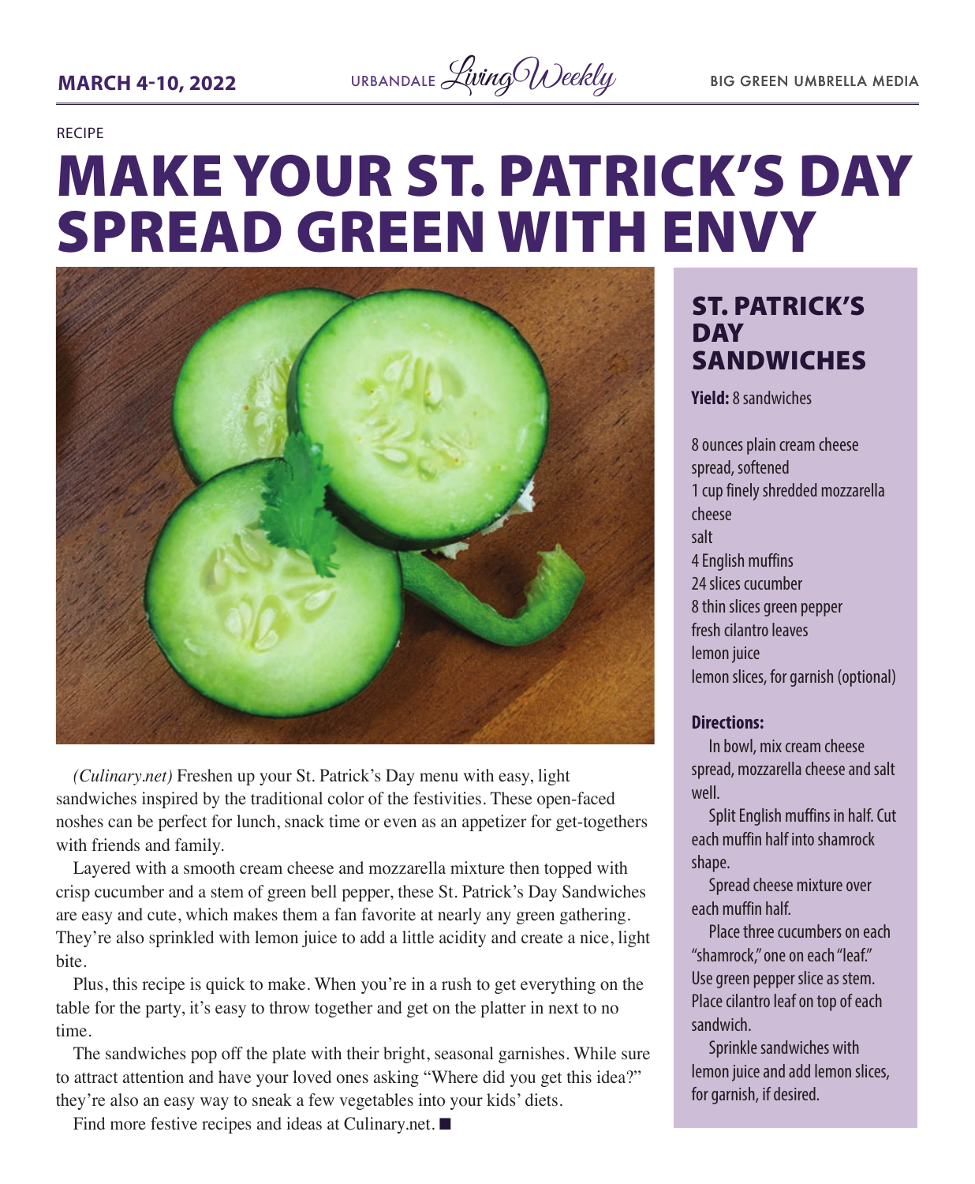RECIPE

# MAKE YOUR ST. PATRICK'S DAY SPREAD GREEN WITH ENVY

*(Culinary.net)* Freshen up your St. Patrick's Day menu with easy, light sandwiches inspired by the traditional color of the festivities. These open-faced noshes can be perfect for lunch, snack time or even as an appetizer for get-togethers with friends and family.

Layered with a smooth cream cheese and mozzarella mixture then topped with crisp cucumber and a stem of green bell pepper, these St. Patrick's Day Sandwiches are easy and cute, which makes them a fan favorite at nearly any green gathering. They're also sprinkled with lemon juice to add a little acidity and create a nice, light bite.

Plus, this recipe is quick to make. When you're in a rush to get everything on the table for the party, it's easy to throw together and get on the platter in next to no time.

The sandwiches pop off the plate with their bright, seasonal garnishes. While sure to attract attention and have your loved ones asking "Where did you get this idea?" they're also an easy way to sneak a few vegetables into your kids' diets.

Find more festive recipes and ideas at Culinary.net. ■

## ST. PATRICK'S DAY SANDWICHES

**Yield:** 8 sandwiches

8 ounces plain cream cheese spread, softened
1 cup finely shredded mozzarella cheese
salt
4 English muffins
24 slices cucumber
8 thin slices green pepper
fresh cilantro leaves
lemon juice
lemon slices, for garnish (optional)

**Directions:**

In bowl, mix cream cheese spread, mozzarella cheese and salt well.

Split English muffins in half. Cut each muffin half into shamrock shape.

Spread cheese mixture over each muffin half.

Place three cucumbers on each "shamrock," one on each "leaf." Use green pepper slice as stem. Place cilantro leaf on top of each sandwich.

Sprinkle sandwiches with lemon juice and add lemon slices, for garnish, if desired.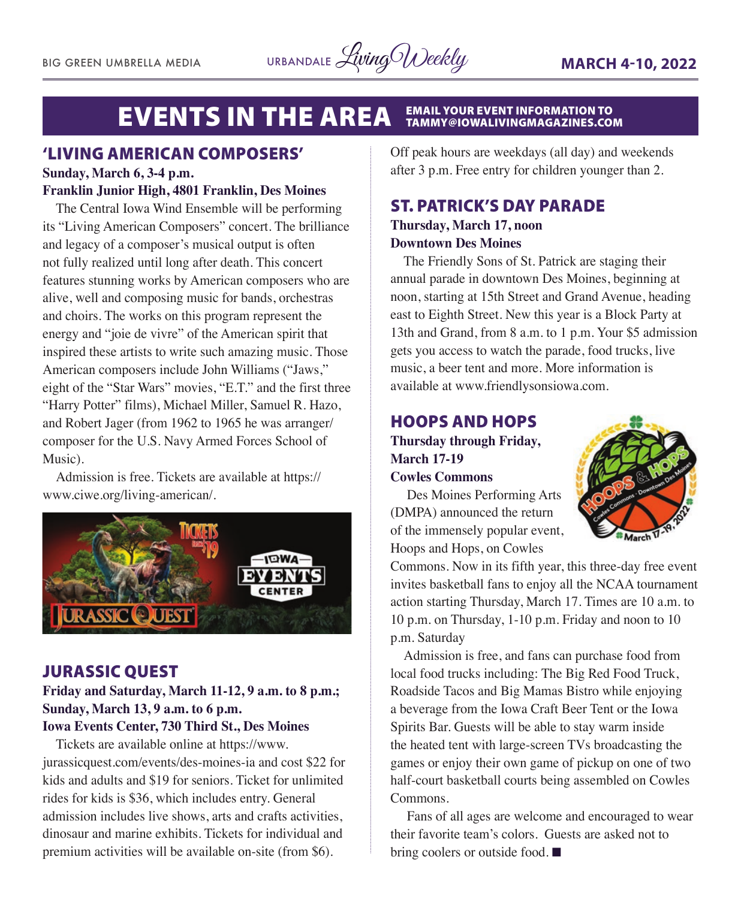# EVENTS IN THE AREA

EMAIL YOUR EVENT INFORMATION TO TAMMY@IOWALIVINGMAGAZINES.COM

## 'LIVING AMERICAN COMPOSERS'

**Sunday, March 6, 3-4 p.m.**
**Franklin Junior High, 4801 Franklin, Des Moines**

The Central Iowa Wind Ensemble will be performing its "Living American Composers" concert. The brilliance and legacy of a composer's musical output is often not fully realized until long after death. This concert features stunning works by American composers who are alive, well and composing music for bands, orchestras and choirs. The works on this program represent the energy and "joie de vivre" of the American spirit that inspired these artists to write such amazing music. Those American composers include John Williams ("Jaws," eight of the "Star Wars" movies, "E.T." and the first three "Harry Potter" films), Michael Miller, Samuel R. Hazo, and Robert Jager (from 1962 to 1965 he was arranger/composer for the U.S. Navy Armed Forces School of Music).

Admission is free. Tickets are available at https://www.ciwe.org/living-american/.

## JURASSIC QUEST

**Friday and Saturday, March 11-12, 9 a.m. to 8 p.m.; Sunday, March 13, 9 a.m. to 6 p.m.**
**Iowa Events Center, 730 Third St., Des Moines**

Tickets are available online at https://www.jurassicquest.com/events/des-moines-ia and cost $22 for kids and adults and $19 for seniors. Ticket for unlimited rides for kids is $36, which includes entry. General admission includes live shows, arts and crafts activities, dinosaur and marine exhibits. Tickets for individual and premium activities will be available on-site (from $6). Off peak hours are weekdays (all day) and weekends after 3 p.m. Free entry for children younger than 2.

## ST. PATRICK'S DAY PARADE

**Thursday, March 17, noon**
**Downtown Des Moines**

The Friendly Sons of St. Patrick are staging their annual parade in downtown Des Moines, beginning at noon, starting at 15th Street and Grand Avenue, heading east to Eighth Street. New this year is a Block Party at 13th and Grand, from 8 a.m. to 1 p.m. Your $5 admission gets you access to watch the parade, food trucks, live music, a beer tent and more. More information is available at www.friendlysonsiowa.com.

## HOOPS AND HOPS

**Thursday through Friday, March 17-19**
**Cowles Commons**

Des Moines Performing Arts (DMPA) announced the return of the immensely popular event, Hoops and Hops, on Cowles Commons. Now in its fifth year, this three-day free event invites basketball fans to enjoy all the NCAA tournament action starting Thursday, March 17. Times are 10 a.m. to 10 p.m. on Thursday, 1-10 p.m. Friday and noon to 10 p.m. Saturday

Admission is free, and fans can purchase food from local food trucks including: The Big Red Food Truck, Roadside Tacos and Big Mamas Bistro while enjoying a beverage from the Iowa Craft Beer Tent or the Iowa Spirits Bar. Guests will be able to stay warm inside the heated tent with large-screen TVs broadcasting the games or enjoy their own game of pickup on one of two half-court basketball courts being assembled on Cowles Commons.

Fans of all ages are welcome and encouraged to wear their favorite team's colors. Guests are asked not to bring coolers or outside food. ■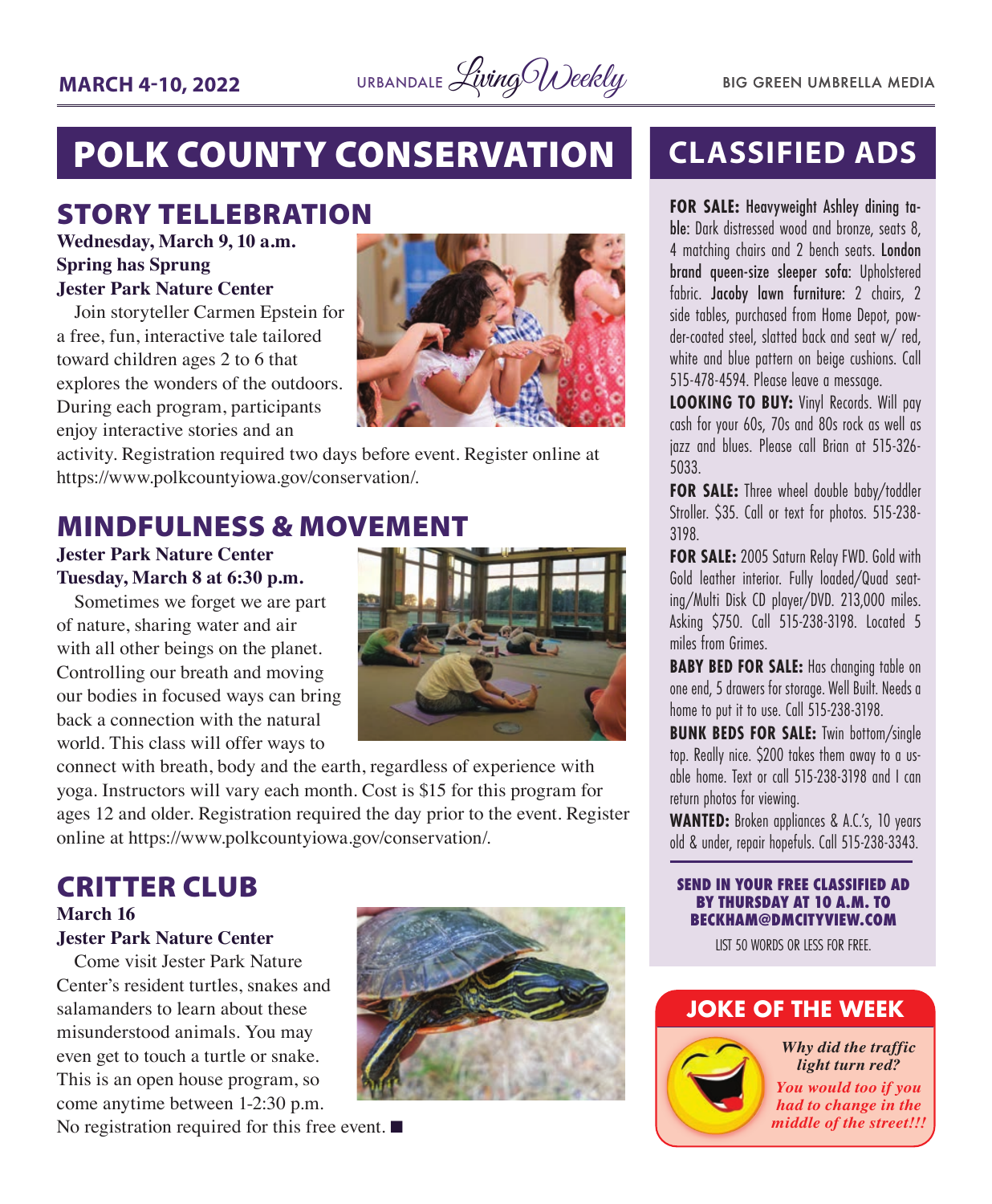# POLK COUNTY CONSERVATION

## STORY TELLEBRATION

**Wednesday, March 9, 10 a.m.**
**Spring has Sprung**
**Jester Park Nature Center**

Join storyteller Carmen Epstein for a free, fun, interactive tale tailored toward children ages 2 to 6 that explores the wonders of the outdoors. During each program, participants enjoy interactive stories and an activity. Registration required two days before event. Register online at https://www.polkcountyiowa.gov/conservation/.

## MINDFULNESS & MOVEMENT

**Jester Park Nature Center**
**Tuesday, March 8 at 6:30 p.m.**

Sometimes we forget we are part of nature, sharing water and air with all other beings on the planet. Controlling our breath and moving our bodies in focused ways can bring back a connection with the natural world. This class will offer ways to connect with breath, body and the earth, regardless of experience with yoga. Instructors will vary each month. Cost is $15 for this program for ages 12 and older. Registration required the day prior to the event. Register online at https://www.polkcountyiowa.gov/conservation/.

## CRITTER CLUB

**March 16**
**Jester Park Nature Center**

Come visit Jester Park Nature Center's resident turtles, snakes and salamanders to learn about these misunderstood animals. You may even get to touch a turtle or snake. This is an open house program, so come anytime between 1-2:30 p.m. No registration required for this free event. ■

# CLASSIFIED ADS

**FOR SALE:** Heavyweight Ashley dining table: Dark distressed wood and bronze, seats 8, 4 matching chairs and 2 bench seats. London brand queen-size sleeper sofa: Upholstered fabric. Jacoby lawn furniture: 2 chairs, 2 side tables, purchased from Home Depot, powder-coated steel, slatted back and seat w/ red, white and blue pattern on beige cushions. Call 515-478-4594. Please leave a message.

**LOOKING TO BUY:** Vinyl Records. Will pay cash for your 60s, 70s and 80s rock as well as jazz and blues. Please call Brian at 515-326-5033.

**FOR SALE:** Three wheel double baby/toddler Stroller. $35. Call or text for photos. 515-238-3198.

**FOR SALE:** 2005 Saturn Relay FWD. Gold with Gold leather interior. Fully loaded/Quad seating/Multi Disk CD player/DVD. 213,000 miles. Asking $750. Call 515-238-3198. Located 5 miles from Grimes.

**BABY BED FOR SALE:** Has changing table on one end, 5 drawers for storage. Well Built. Needs a home to put it to use. Call 515-238-3198.

**BUNK BEDS FOR SALE:** Twin bottom/single top. Really nice. $200 takes them away to a usable home. Text or call 515-238-3198 and I can return photos for viewing.

**WANTED:** Broken appliances & A.C.'s, 10 years old & under, repair hopefuls. Call 515-238-3343.

**SEND IN YOUR FREE CLASSIFIED AD BY THURSDAY AT 10 A.M. TO BECKHAM@DMCITYVIEW.COM**

LIST 50 WORDS OR LESS FOR FREE.

## JOKE OF THE WEEK

*Why did the traffic light turn red?*

*You would too if you had to change in the middle of the street!!!*